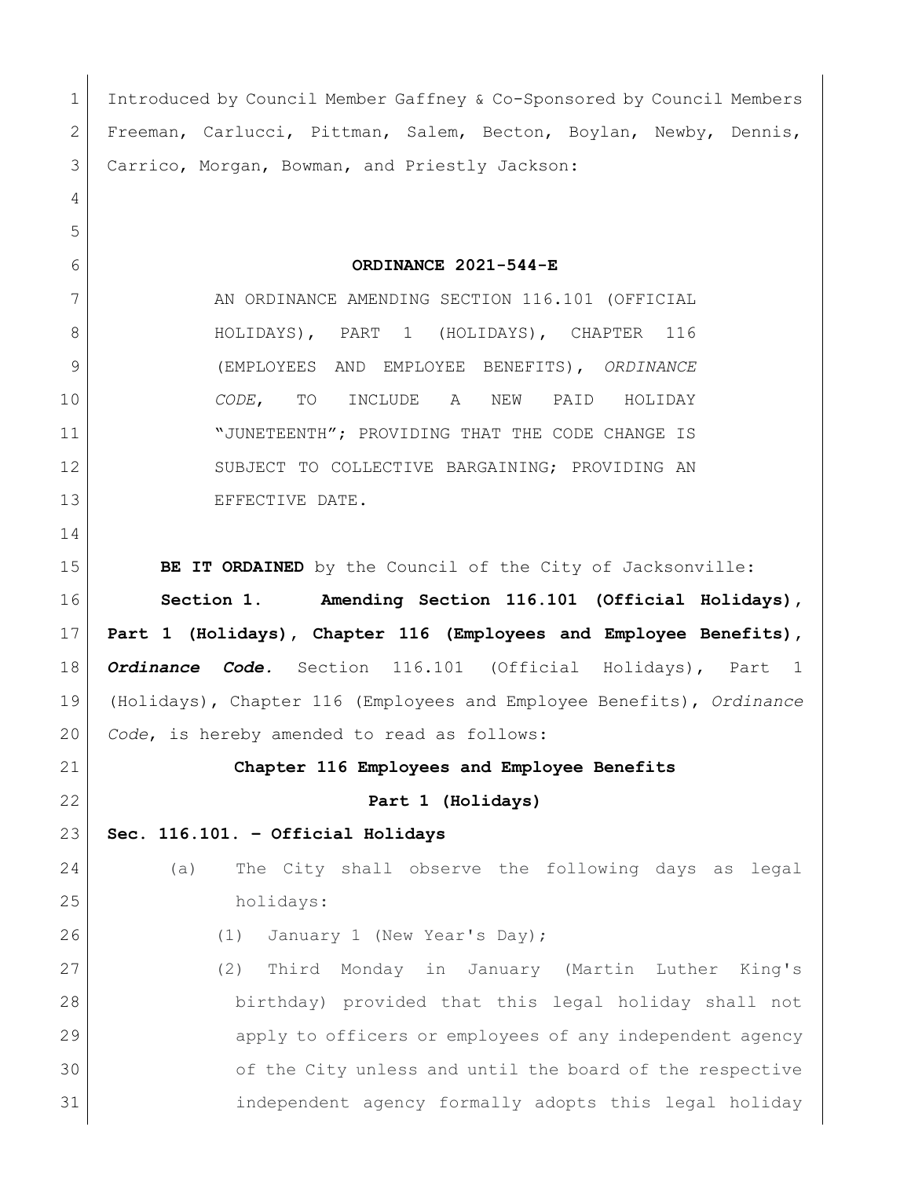Introduced by Council Member Gaffney & Co-Sponsored by Council Members Freeman, Carlucci, Pittman, Salem, Becton, Boylan, Newby, Dennis, Carrico, Morgan, Bowman, and Priestly Jackson:

**ORDINANCE 2021-544-E**

AN ORDINANCE AMENDING SECTION 116.101 (OFFICIAL HOLIDAYS), PART 1 (HOLIDAYS), CHAPTER 116 (EMPLOYEES AND EMPLOYEE BENEFITS), *ORDINANCE CODE*, TO INCLUDE A NEW PAID HOLIDAY "JUNETEENTH"; PROVIDING THAT THE CODE CHANGE IS SUBJECT TO COLLECTIVE BARGAINING; PROVIDING AN EFFECTIVE DATE.

**BE IT ORDAINED** by the Council of the City of Jacksonville:

**Section 1. Amending Section 116.101 (Official Holidays), Part 1 (Holidays), Chapter 116 (Employees and Employee Benefits), *Ordinance Code.*** Section 116.101 (Official Holidays), Part 1 (Holidays), Chapter 116 (Employees and Employee Benefits), *Ordinance Code*, is hereby amended to read as follows:

**Chapter 116 Employees and Employee Benefits**

**Part 1 (Holidays)**

**Sec. 116.101. – Official Holidays**

(a) The City shall observe the following days as legal holidays:

(1) January 1 (New Year's Day);

(2) Third Monday in January (Martin Luther King's birthday) provided that this legal holiday shall not apply to officers or employees of any independent agency of the City unless and until the board of the respective independent agency formally adopts this legal holiday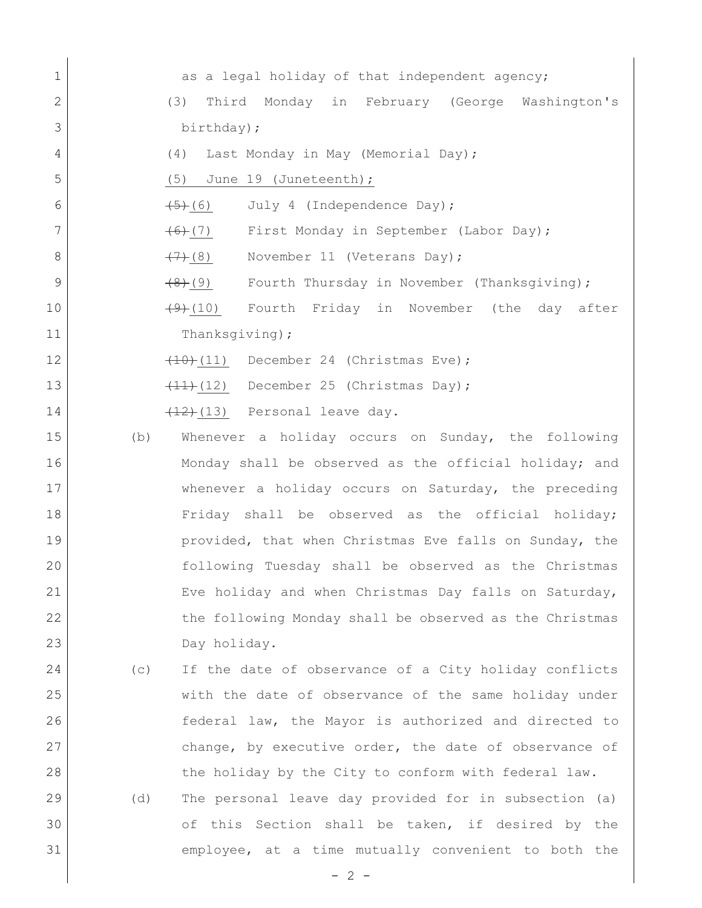as a legal holiday of that independent agency;

(3) Third Monday in February (George Washington's birthday);

(4) Last Monday in May (Memorial Day);

<u>(5) June 19 (Juneteenth);</u>

~~(5)~~<u>(6)</u> July 4 (Independence Day);

~~(6)~~<u>(7)</u> First Monday in September (Labor Day);

~~(7)~~<u>(8)</u> November 11 (Veterans Day);

~~(8)~~<u>(9)</u> Fourth Thursday in November (Thanksgiving);

~~(9)~~<u>(10)</u> Fourth Friday in November (the day after Thanksgiving);

~~(10)~~<u>(11)</u> December 24 (Christmas Eve);

~~(11)~~<u>(12)</u> December 25 (Christmas Day);

~~(12)~~<u>(13)</u> Personal leave day.

(b) Whenever a holiday occurs on Sunday, the following Monday shall be observed as the official holiday; and whenever a holiday occurs on Saturday, the preceding Friday shall be observed as the official holiday; provided, that when Christmas Eve falls on Sunday, the following Tuesday shall be observed as the Christmas Eve holiday and when Christmas Day falls on Saturday, the following Monday shall be observed as the Christmas Day holiday.

(c) If the date of observance of a City holiday conflicts with the date of observance of the same holiday under federal law, the Mayor is authorized and directed to change, by executive order, the date of observance of the holiday by the City to conform with federal law.

(d) The personal leave day provided for in subsection (a) of this Section shall be taken, if desired by the employee, at a time mutually convenient to both the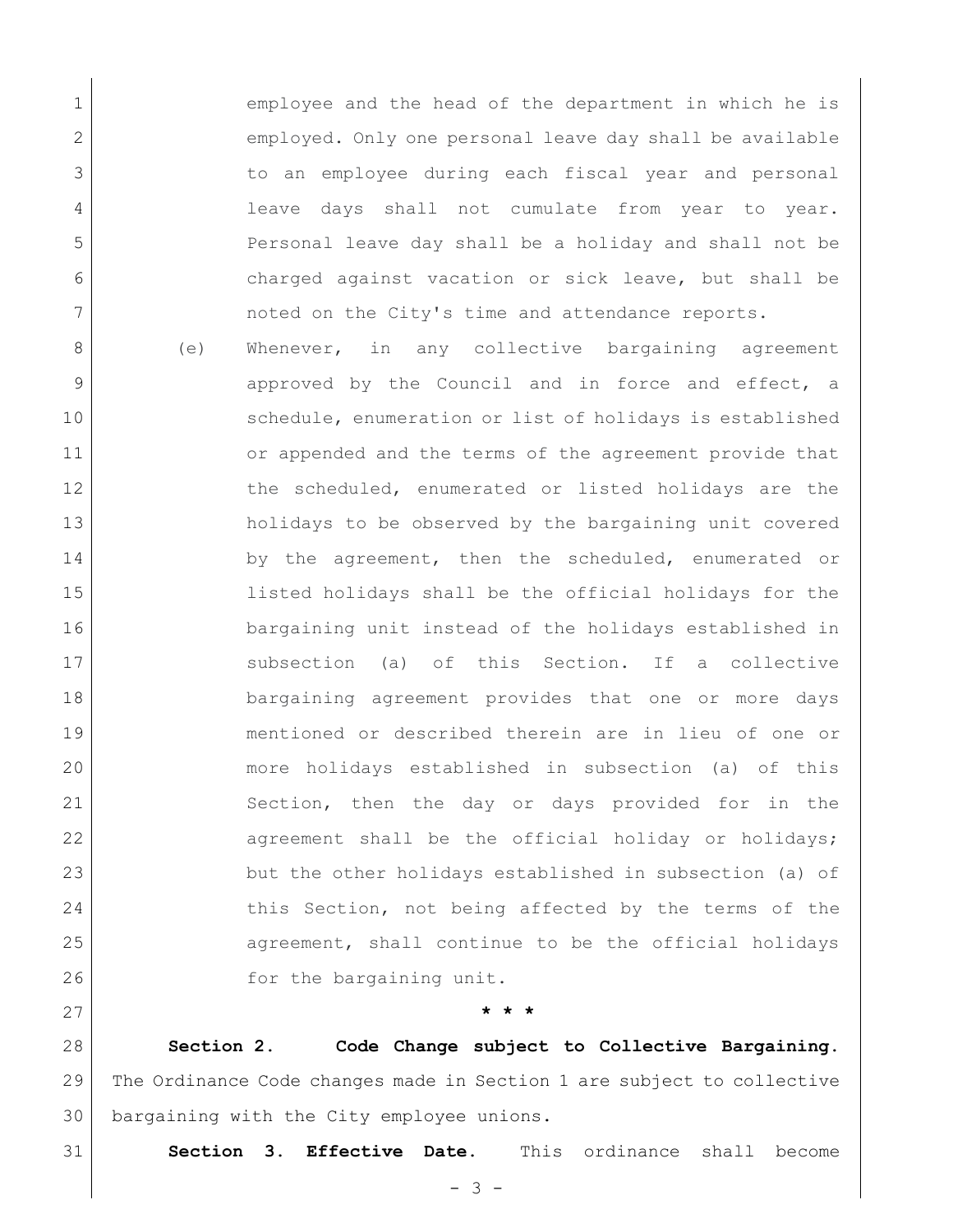employee and the head of the department in which he is employed. Only one personal leave day shall be available to an employee during each fiscal year and personal leave days shall not cumulate from year to year. Personal leave day shall be a holiday and shall not be charged against vacation or sick leave, but shall be noted on the City's time and attendance reports.

(e) Whenever, in any collective bargaining agreement approved by the Council and in force and effect, a schedule, enumeration or list of holidays is established or appended and the terms of the agreement provide that the scheduled, enumerated or listed holidays are the holidays to be observed by the bargaining unit covered by the agreement, then the scheduled, enumerated or listed holidays shall be the official holidays for the bargaining unit instead of the holidays established in subsection (a) of this Section. If a collective bargaining agreement provides that one or more days mentioned or described therein are in lieu of one or more holidays established in subsection (a) of this Section, then the day or days provided for in the agreement shall be the official holiday or holidays; but the other holidays established in subsection (a) of this Section, not being affected by the terms of the agreement, shall continue to be the official holidays for the bargaining unit.

**\* \* \***

**Section 2. Code Change subject to Collective Bargaining.** The Ordinance Code changes made in Section 1 are subject to collective bargaining with the City employee unions.

**Section 3. Effective Date.** This ordinance shall become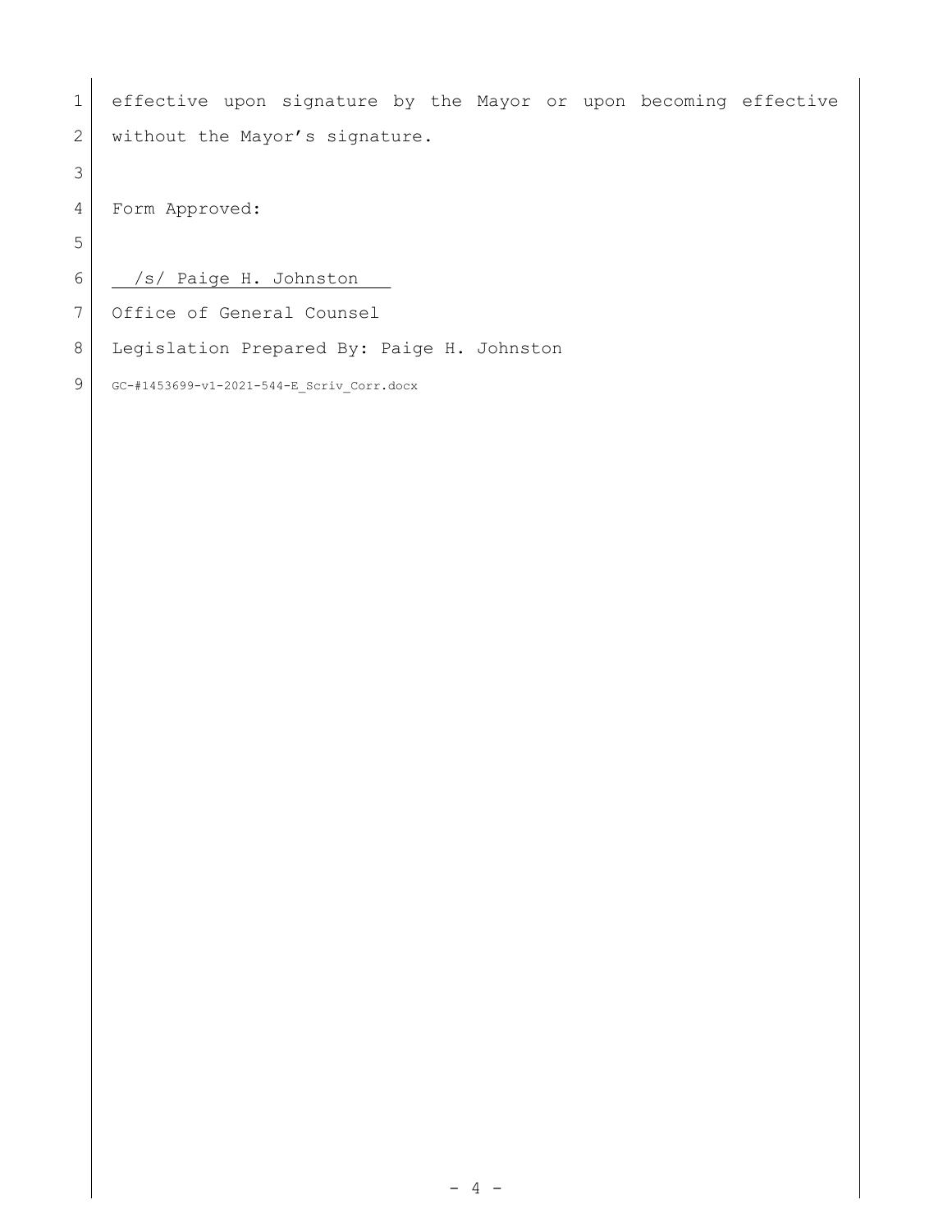effective upon signature by the Mayor or upon becoming effective without the Mayor's signature.

Form Approved:

/s/ Paige H. Johnston

Office of General Counsel

Legislation Prepared By: Paige H. Johnston

GC-#1453699-v1-2021-544-E_Scriv_Corr.docx